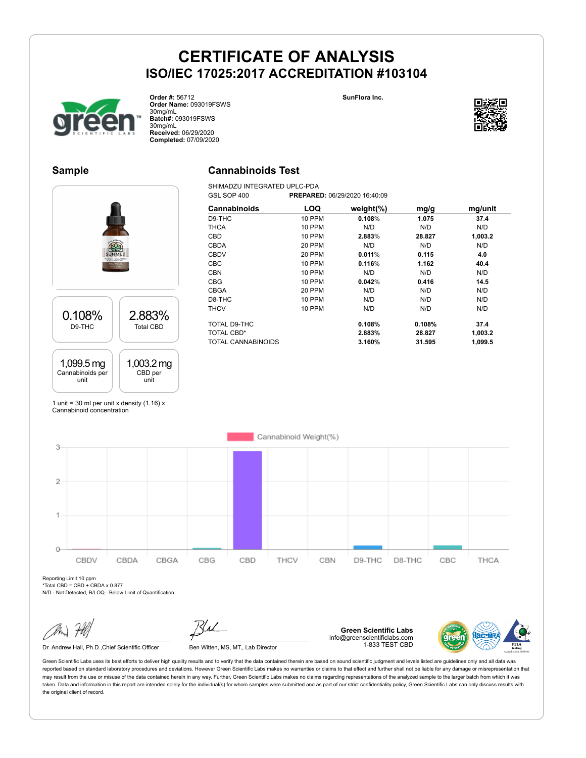# CERTIFICATE OF ANALYSIS

## ISO/IEC 17025:2017 ACCREDITATION #103104

**Order #:** 56712
**Order Name:** 093019FSWS 30mg/mL
**Batch#:** 093019FSWS 30mg/mL
**Received:** 06/29/2020
**Completed:** 07/09/2020

**SunFlora Inc.**

## Sample

| 0.108% | 2.883% |
|---|---|
| D9-THC | Total CBD |

| 1,099.5 mg | 1,003.2 mg |
|---|---|
| Cannabinoids per unit | CBD per unit |

1 unit = 30 ml per unit x density (1.16) x Cannabinoid concentration

## Cannabinoids Test

SHIMADZU INTEGRATED UPLC-PDA
GSL SOP 400 **PREPARED:** 06/29/2020 16:40:09

| Cannabinoids | LOQ | weight(%) | mg/g | mg/unit |
|---|---|---|---|---|
| D9-THC | 10 PPM | **0.108%** | **1.075** | **37.4** |
| THCA | 10 PPM | N/D | N/D | N/D |
| CBD | 10 PPM | **2.883%** | **28.827** | **1,003.2** |
| CBDA | 20 PPM | N/D | N/D | N/D |
| CBDV | 20 PPM | **0.011%** | **0.115** | **4.0** |
| CBC | 10 PPM | **0.116%** | **1.162** | **40.4** |
| CBN | 10 PPM | N/D | N/D | N/D |
| CBG | 10 PPM | **0.042%** | **0.416** | **14.5** |
| CBGA | 20 PPM | N/D | N/D | N/D |
| D8-THC | 10 PPM | N/D | N/D | N/D |
| THCV | 10 PPM | N/D | N/D | N/D |
| TOTAL D9-THC | | **0.108%** | **0.108%** | **37.4** |
| TOTAL CBD* | | **2.883%** | **28.827** | **1,003.2** |
| TOTAL CANNABINOIDS | | **3.160%** | **31.595** | **1,099.5** |

Cannabinoid Weight(%)

| CBDV | CBDA | CBGA | CBG | CBD | THCV | CBN | D9-THC | D8-THC | CBC | THCA |
|---|---|---|---|---|---|---|---|---|---|---|

Reporting Limit 10 ppm
*Total CBD = CBD + CBDA x 0.877
N/D - Not Detected, B/LOQ - Below Limit of Quantification

Dr. Andrew Hall, Ph.D.,Chief Scientific Officer

Ben Witten, MS, MT., Lab Director

**Green Scientific Labs**
info@greenscientificlabs.com
1-833 TEST CBD

Green Scientific Labs uses its best efforts to deliver high quality results and to verify that the data contained therein are based on sound scientific judgment and levels listed are guidelines only and all data was reported based on standard laboratory procedures and deviations. However Green Scientific Labs makes no warranties or claims to that effect and further shall not be liable for any damage or misrepresentation that may result from the use or misuse of the data contained herein in any way. Further, Green Scientific Labs makes no claims regarding representations of the analyzed sample to the larger batch from which it was taken. Data and information in this report are intended solely for the individual(s) for whom samples were submitted and as part of our strict confidentiality policy, Green Scientific Labs can only discuss results with the original client of record.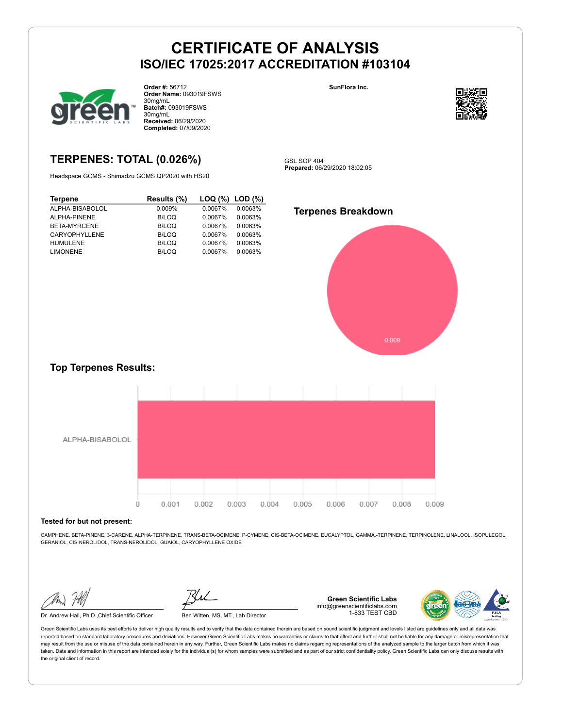# CERTIFICATE OF ANALYSIS
## ISO/IEC 17025:2017 ACCREDITATION #103104

**Order #:** 56712
**Order Name:** 093019FSWS 30mg/mL
**Batch#:** 093019FSWS 30mg/mL
**Received:** 06/29/2020
**Completed:** 07/09/2020

**SunFlora Inc.**

## TERPENES: TOTAL (0.026%)

Headspace GCMS - Shimadzu GCMS QP2020 with HS20

GSL SOP 404
**Prepared:** 06/29/2020 18:02:05

| Terpene | Results (%) | LOQ (%) | LOD (%) |
|---|---|---|---|
| ALPHA-BISABOLOL | 0.009% | 0.0067% | 0.0063% |
| ALPHA-PINENE | B/LOQ | 0.0067% | 0.0063% |
| BETA-MYRCENE | B/LOQ | 0.0067% | 0.0063% |
| CARYOPHYLLENE | B/LOQ | 0.0067% | 0.0063% |
| HUMULENE | B/LOQ | 0.0067% | 0.0063% |
| LIMONENE | B/LOQ | 0.0067% | 0.0063% |

### Terpenes Breakdown

0.009

### Top Terpenes Results:

ALPHA-BISABOLOL

0 0.001 0.002 0.003 0.004 0.005 0.006 0.007 0.008 0.009

**Tested for but not present:**

CAMPHENE, BETA-PINENE, 3-CARENE, ALPHA-TERPINENE, TRANS-BETA-OCIMENE, P-CYMENE, CIS-BETA-OCIMENE, EUCALYPTOL, GAMMA.-TERPINENE, TERPINOLENE, LINALOOL, ISOPULEGOL, GERANIOL, CIS-NEROLIDOL, TRANS-NEROLIDOL, GUAIOL, CARYOPHYLLENE OXIDE

Dr. Andrew Hall, Ph.D.,Chief Scientific Officer

Ben Witten, MS, MT., Lab Director

**Green Scientific Labs**
info@greenscientificlabs.com
1-833 TEST CBD

Green Scientific Labs uses its best efforts to deliver high quality results and to verify that the data contained therein are based on sound scientific judgment and levels listed are guidelines only and all data was reported based on standard laboratory procedures and deviations. However Green Scientific Labs makes no warranties or claims to that effect and further shall not be liable for any damage or misrepresentation that may result from the use or misuse of the data contained herein in any way. Further, Green Scientific Labs makes no claims regarding representations of the analyzed sample to the larger batch from which it was taken. Data and information in this report are intended solely for the individual(s) for whom samples were submitted and as part of our strict confidentiality policy, Green Scientific Labs can only discuss results with the original client of record.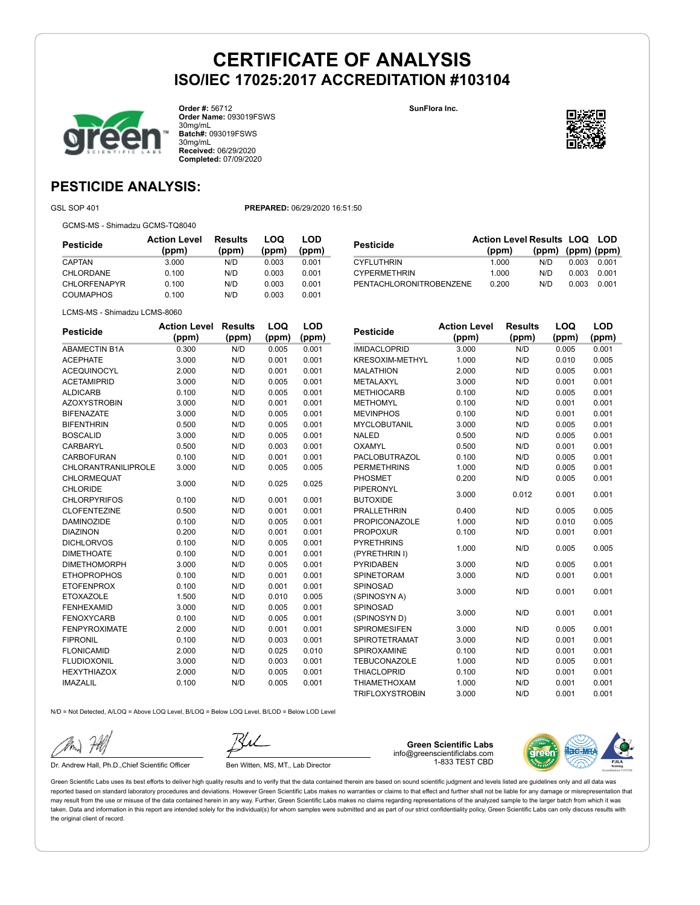# CERTIFICATE OF ANALYSIS

## ISO/IEC 17025:2017 ACCREDITATION #103104

**Order #:** 56712
**Order Name:** 093019FSWS 30mg/mL
**Batch#:** 093019FSWS 30mg/mL
**Received:** 06/29/2020
**Completed:** 07/09/2020

**SunFlora Inc.**

## PESTICIDE ANALYSIS:

GSL SOP 401

**PREPARED:** 06/29/2020 16:51:50

GCMS-MS - Shimadzu GCMS-TQ8040

| Pesticide | Action Level (ppm) | Results (ppm) | LOQ (ppm) | LOD (ppm) |
|---|---|---|---|---|
| CAPTAN | 3.000 | N/D | 0.003 | 0.001 |
| CHLORDANE | 0.100 | N/D | 0.003 | 0.001 |
| CHLORFENAPYR | 0.100 | N/D | 0.003 | 0.001 |
| COUMAPHOS | 0.100 | N/D | 0.003 | 0.001 |
| CYFLUTHRIN | 1.000 | N/D | 0.003 | 0.001 |
| CYPERMETHRIN | 1.000 | N/D | 0.003 | 0.001 |
| PENTACHLORONITROBENZENE | 0.200 | N/D | 0.003 | 0.001 |

LCMS-MS - Shimadzu LCMS-8060

| Pesticide | Action Level (ppm) | Results (ppm) | LOQ (ppm) | LOD (ppm) |
|---|---|---|---|---|
| ABAMECTIN B1A | 0.300 | N/D | 0.005 | 0.001 |
| ACEPHATE | 3.000 | N/D | 0.001 | 0.001 |
| ACEQUINOCYL | 2.000 | N/D | 0.001 | 0.001 |
| ACETAMIPRID | 3.000 | N/D | 0.005 | 0.001 |
| ALDICARB | 0.100 | N/D | 0.005 | 0.001 |
| AZOXYSTROBIN | 3.000 | N/D | 0.001 | 0.001 |
| BIFENAZATE | 3.000 | N/D | 0.005 | 0.001 |
| BIFENTHRIN | 0.500 | N/D | 0.005 | 0.001 |
| BOSCALID | 3.000 | N/D | 0.005 | 0.001 |
| CARBARYL | 0.500 | N/D | 0.003 | 0.001 |
| CARBOFURAN | 0.100 | N/D | 0.001 | 0.001 |
| CHLORANTRANILIPROLE | 3.000 | N/D | 0.005 | 0.005 |
| CHLORMEQUAT CHLORIDE | 3.000 | N/D | 0.025 | 0.025 |
| CHLORPYRIFOS | 0.100 | N/D | 0.001 | 0.001 |
| CLOFENTEZINE | 0.500 | N/D | 0.001 | 0.001 |
| DAMINOZIDE | 0.100 | N/D | 0.005 | 0.001 |
| DIAZINON | 0.200 | N/D | 0.001 | 0.001 |
| DICHLORVOS | 0.100 | N/D | 0.005 | 0.001 |
| DIMETHOATE | 0.100 | N/D | 0.001 | 0.001 |
| DIMETHOMORPH | 3.000 | N/D | 0.005 | 0.001 |
| ETHOPROPHOS | 0.100 | N/D | 0.001 | 0.001 |
| ETOFENPROX | 0.100 | N/D | 0.001 | 0.001 |
| ETOXAZOLE | 1.500 | N/D | 0.010 | 0.005 |
| FENHEXAMID | 3.000 | N/D | 0.005 | 0.001 |
| FENOXYCARB | 0.100 | N/D | 0.005 | 0.001 |
| FENPYROXIMATE | 2.000 | N/D | 0.001 | 0.001 |
| FIPRONIL | 0.100 | N/D | 0.003 | 0.001 |
| FLONICAMID | 2.000 | N/D | 0.025 | 0.010 |
| FLUDIOXONIL | 3.000 | N/D | 0.003 | 0.001 |
| HEXYTHIAZOX | 2.000 | N/D | 0.005 | 0.001 |
| IMAZALIL | 0.100 | N/D | 0.005 | 0.001 |
| IMIDACLOPRID | 3.000 | N/D | 0.005 | 0.001 |
| KRESOXIM-METHYL | 1.000 | N/D | 0.010 | 0.005 |
| MALATHION | 2.000 | N/D | 0.005 | 0.001 |
| METALAXYL | 3.000 | N/D | 0.001 | 0.001 |
| METHIOCARB | 0.100 | N/D | 0.005 | 0.001 |
| METHOMYL | 0.100 | N/D | 0.001 | 0.001 |
| MEVINPHOS | 0.100 | N/D | 0.001 | 0.001 |
| MYCLOBUTANIL | 3.000 | N/D | 0.005 | 0.001 |
| NALED | 0.500 | N/D | 0.005 | 0.001 |
| OXAMYL | 0.500 | N/D | 0.001 | 0.001 |
| PACLOBUTRAZOL | 0.100 | N/D | 0.005 | 0.001 |
| PERMETHRINS | 1.000 | N/D | 0.005 | 0.001 |
| PHOSMET | 0.200 | N/D | 0.005 | 0.001 |
| PIPERONYL BUTOXIDE | 3.000 | 0.012 | 0.001 | 0.001 |
| PRALLETHRIN | 0.400 | N/D | 0.005 | 0.005 |
| PROPICONAZOLE | 1.000 | N/D | 0.010 | 0.005 |
| PROPOXUR | 0.100 | N/D | 0.001 | 0.001 |
| PYRETHRINS (PYRETHRIN I) | 1.000 | N/D | 0.005 | 0.005 |
| PYRIDABEN | 3.000 | N/D | 0.005 | 0.001 |
| SPINETORAM | 3.000 | N/D | 0.001 | 0.001 |
| SPINOSAD (SPINOSYN A) | 3.000 | N/D | 0.001 | 0.001 |
| SPINOSAD (SPINOSYN D) | 3.000 | N/D | 0.001 | 0.001 |
| SPIROMESIFEN | 3.000 | N/D | 0.005 | 0.001 |
| SPIROTETRAMAT | 3.000 | N/D | 0.001 | 0.001 |
| SPIROXAMINE | 0.100 | N/D | 0.001 | 0.001 |
| TEBUCONAZOLE | 1.000 | N/D | 0.005 | 0.001 |
| THIACLOPRID | 0.100 | N/D | 0.001 | 0.001 |
| THIAMETHOXAM | 1.000 | N/D | 0.001 | 0.001 |
| TRIFLOXYSTROBIN | 3.000 | N/D | 0.001 | 0.001 |

N/D = Not Detected, A/LOQ = Above LOQ Level, B/LOQ = Below LOQ Level, B/LOD = Below LOD Level

Dr. Andrew Hall, Ph.D.,Chief Scientific Officer

Ben Witten, MS, MT., Lab Director

**Green Scientific Labs**
info@greenscientificlabs.com
1-833 TEST CBD

Green Scientific Labs uses its best efforts to deliver high quality results and to verify that the data contained therein are based on sound scientific judgment and levels listed are guidelines only and all data was reported based on standard laboratory procedures and deviations. However Green Scientific Labs makes no warranties or claims to that effect and further shall not be liable for any damage or misrepresentation that may result from the use or misuse of the data contained herein in any way. Further, Green Scientific Labs makes no claims regarding representations of the analyzed sample to the larger batch from which it was taken. Data and information in this report are intended solely for the individual(s) for whom samples were submitted and as part of our strict confidentiality policy, Green Scientific Labs can only discuss results with the original client of record.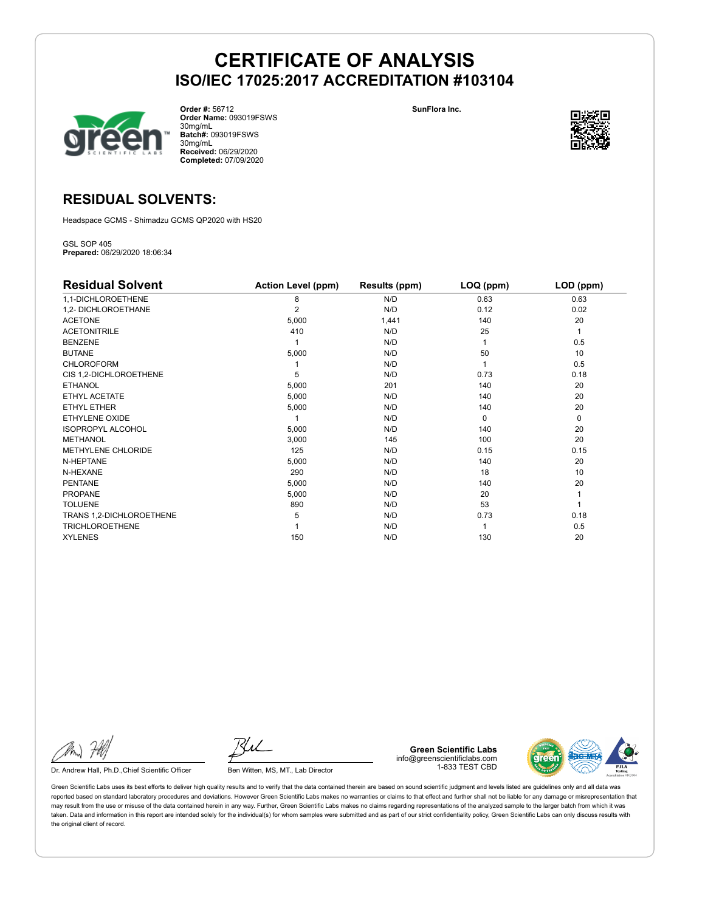# CERTIFICATE OF ANALYSIS

## ISO/IEC 17025:2017 ACCREDITATION #103104

**Order #:** 56712
**Order Name:** 093019FSWS 30mg/mL
**Batch#:** 093019FSWS 30mg/mL
**Received:** 06/29/2020
**Completed:** 07/09/2020

**SunFlora Inc.**

## RESIDUAL SOLVENTS:

Headspace GCMS - Shimadzu GCMS QP2020 with HS20

GSL SOP 405
**Prepared:** 06/29/2020 18:06:34

| Residual Solvent | Action Level (ppm) | Results (ppm) | LOQ (ppm) | LOD (ppm) |
|---|---|---|---|---|
| 1,1-DICHLOROETHENE | 8 | N/D | 0.63 | 0.63 |
| 1,2- DICHLOROETHANE | 2 | N/D | 0.12 | 0.02 |
| ACETONE | 5,000 | 1,441 | 140 | 20 |
| ACETONITRILE | 410 | N/D | 25 | 1 |
| BENZENE | 1 | N/D | 1 | 0.5 |
| BUTANE | 5,000 | N/D | 50 | 10 |
| CHLOROFORM | 1 | N/D | 1 | 0.5 |
| CIS 1,2-DICHLOROETHENE | 5 | N/D | 0.73 | 0.18 |
| ETHANOL | 5,000 | 201 | 140 | 20 |
| ETHYL ACETATE | 5,000 | N/D | 140 | 20 |
| ETHYL ETHER | 5,000 | N/D | 140 | 20 |
| ETHYLENE OXIDE | 1 | N/D | 0 | 0 |
| ISOPROPYL ALCOHOL | 5,000 | N/D | 140 | 20 |
| METHANOL | 3,000 | 145 | 100 | 20 |
| METHYLENE CHLORIDE | 125 | N/D | 0.15 | 0.15 |
| N-HEPTANE | 5,000 | N/D | 140 | 20 |
| N-HEXANE | 290 | N/D | 18 | 10 |
| PENTANE | 5,000 | N/D | 140 | 20 |
| PROPANE | 5,000 | N/D | 20 | 1 |
| TOLUENE | 890 | N/D | 53 | 1 |
| TRANS 1,2-DICHLOROETHENE | 5 | N/D | 0.73 | 0.18 |
| TRICHLOROETHENE | 1 | N/D | 1 | 0.5 |
| XYLENES | 150 | N/D | 130 | 20 |

Dr. Andrew Hall, Ph.D.,Chief Scientific Officer

Ben Witten, MS, MT., Lab Director

**Green Scientific Labs**
info@greenscientificlabs.com
1-833 TEST CBD

Green Scientific Labs uses its best efforts to deliver high quality results and to verify that the data contained therein are based on sound scientific judgment and levels listed are guidelines only and all data was reported based on standard laboratory procedures and deviations. However Green Scientific Labs makes no warranties or claims to that effect and further shall not be liable for any damage or misrepresentation that may result from the use or misuse of the data contained herein in any way. Further, Green Scientific Labs makes no claims regarding representations of the analyzed sample to the larger batch from which it was taken. Data and information in this report are intended solely for the individual(s) for whom samples were submitted and as part of our strict confidentiality policy, Green Scientific Labs can only discuss results with the original client of record.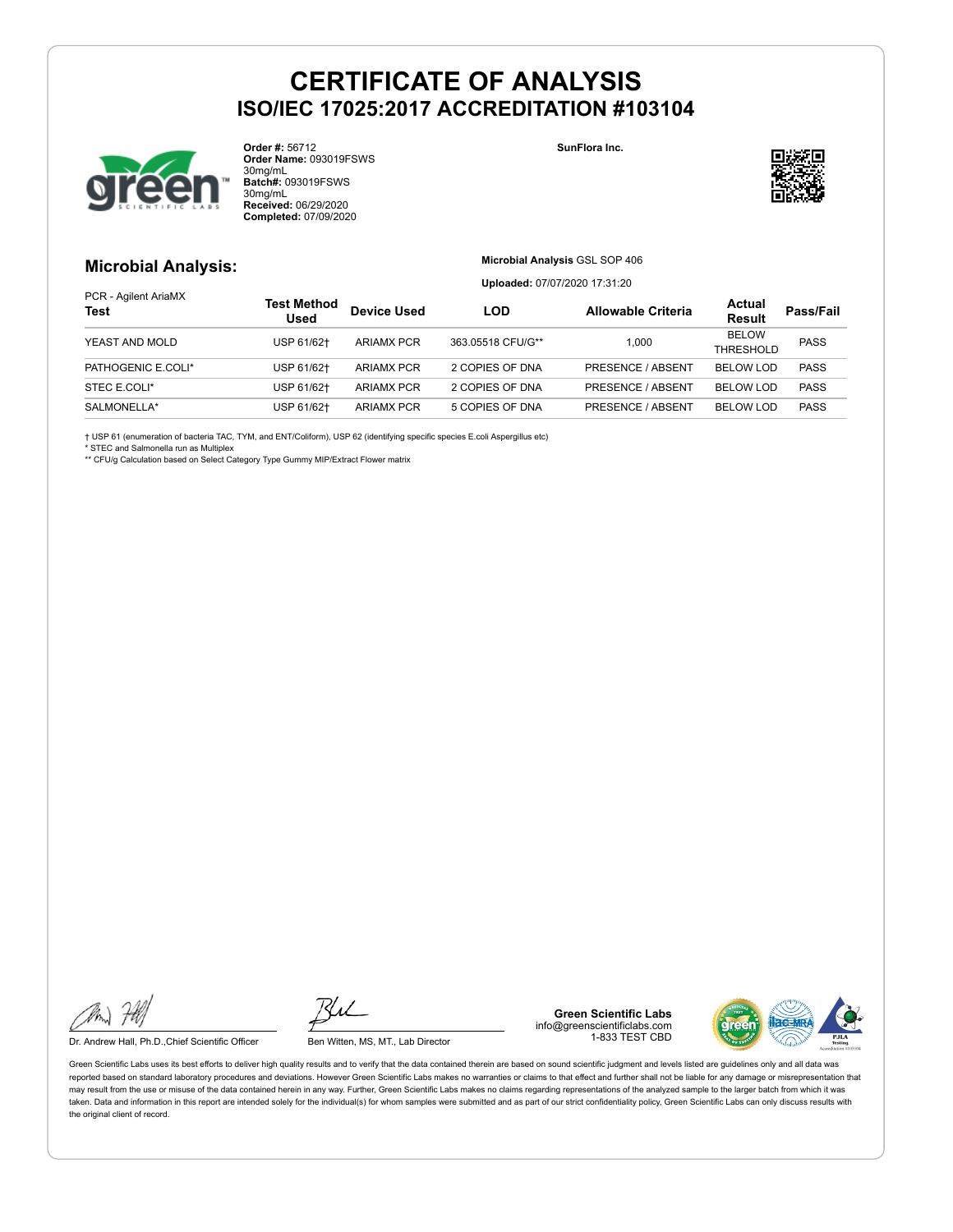# CERTIFICATE OF ANALYSIS
## ISO/IEC 17025:2017 ACCREDITATION #103104

**Order #:** 56712
**Order Name:** 093019FSWS 30mg/mL
**Batch#:** 093019FSWS 30mg/mL
**Received:** 06/29/2020
**Completed:** 07/09/2020

**SunFlora Inc.**

## Microbial Analysis:

**Microbial Analysis** GSL SOP 406

**Uploaded:** 07/07/2020 17:31:20

PCR - Agilent AriaMX

| Test | Test Method Used | Device Used | LOD | Allowable Criteria | Actual Result | Pass/Fail |
|---|---|---|---|---|---|---|
| YEAST AND MOLD | USP 61/62† | ARIAMX PCR | 363.05518 CFU/G** | 1,000 | BELOW THRESHOLD | PASS |
| PATHOGENIC E.COLI* | USP 61/62† | ARIAMX PCR | 2 COPIES OF DNA | PRESENCE / ABSENT | BELOW LOD | PASS |
| STEC E.COLI* | USP 61/62† | ARIAMX PCR | 2 COPIES OF DNA | PRESENCE / ABSENT | BELOW LOD | PASS |
| SALMONELLA* | USP 61/62† | ARIAMX PCR | 5 COPIES OF DNA | PRESENCE / ABSENT | BELOW LOD | PASS |

† USP 61 (enumeration of bacteria TAC, TYM, and ENT/Coliform), USP 62 (identifying specific species E.coli Aspergillus etc)
* STEC and Salmonella run as Multiplex
** CFU/g Calculation based on Select Category Type Gummy MIP/Extract Flower matrix

Dr. Andrew Hall, Ph.D.,Chief Scientific Officer

Ben Witten, MS, MT., Lab Director

**Green Scientific Labs**
info@greenscientificlabs.com
1-833 TEST CBD

Green Scientific Labs uses its best efforts to deliver high quality results and to verify that the data contained therein are based on sound scientific judgment and levels listed are guidelines only and all data was reported based on standard laboratory procedures and deviations. However Green Scientific Labs makes no warranties or claims to that effect and further shall not be liable for any damage or misrepresentation that may result from the use or misuse of the data contained herein in any way. Further, Green Scientific Labs makes no claims regarding representations of the analyzed sample to the larger batch from which it was taken. Data and information in this report are intended solely for the individual(s) for whom samples were submitted and as part of our strict confidentiality policy, Green Scientific Labs can only discuss results with the original client of record.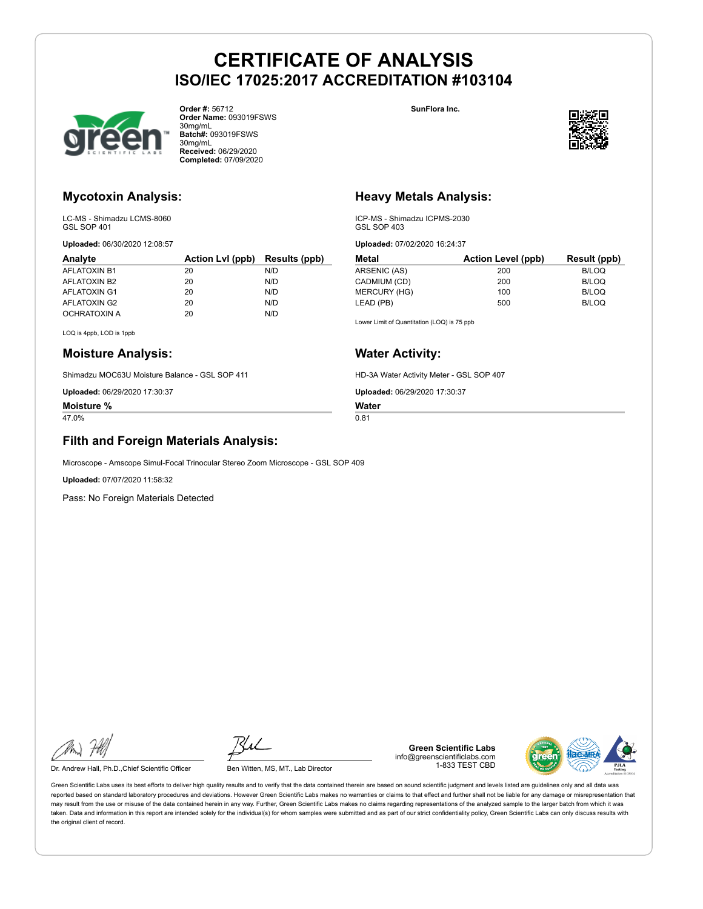# CERTIFICATE OF ANALYSIS
## ISO/IEC 17025:2017 ACCREDITATION #103104

**Order #:** 56712
**Order Name:** 093019FSWS 30mg/mL
**Batch#:** 093019FSWS 30mg/mL
**Received:** 06/29/2020
**Completed:** 07/09/2020

SunFlora Inc.

## Mycotoxin Analysis:

LC-MS - Shimadzu LCMS-8060
GSL SOP 401

**Uploaded:** 06/30/2020 12:08:57

| Analyte | Action Lvl (ppb) | Results (ppb) |
|---|---|---|
| AFLATOXIN B1 | 20 | N/D |
| AFLATOXIN B2 | 20 | N/D |
| AFLATOXIN G1 | 20 | N/D |
| AFLATOXIN G2 | 20 | N/D |
| OCHRATOXIN A | 20 | N/D |

LOQ is 4ppb, LOD is 1ppb

## Heavy Metals Analysis:

ICP-MS - Shimadzu ICPMS-2030
GSL SOP 403

**Uploaded:** 07/02/2020 16:24:37

| Metal | Action Level (ppb) | Result (ppb) |
|---|---|---|
| ARSENIC (AS) | 200 | B/LOQ |
| CADMIUM (CD) | 200 | B/LOQ |
| MERCURY (HG) | 100 | B/LOQ |
| LEAD (PB) | 500 | B/LOQ |

Lower Limit of Quantitation (LOQ) is 75 ppb

## Moisture Analysis:

Shimadzu MOC63U Moisture Balance - GSL SOP 411

**Uploaded:** 06/29/2020 17:30:37

| Moisture % |
|---|
| 47.0% |

## Water Activity:

HD-3A Water Activity Meter - GSL SOP 407

**Uploaded:** 06/29/2020 17:30:37

| Water |
|---|
| 0.81 |

## Filth and Foreign Materials Analysis:

Microscope - Amscope Simul-Focal Trinocular Stereo Zoom Microscope - GSL SOP 409

**Uploaded:** 07/07/2020 11:58:32

Pass: No Foreign Materials Detected

Dr. Andrew Hall, Ph.D.,Chief Scientific Officer

Ben Witten, MS, MT., Lab Director

**Green Scientific Labs**
info@greenscientificlabs.com
1-833 TEST CBD

Green Scientific Labs uses its best efforts to deliver high quality results and to verify that the data contained therein are based on sound scientific judgment and levels listed are guidelines only and all data was reported based on standard laboratory procedures and deviations. However Green Scientific Labs makes no warranties or claims to that effect and further shall not be liable for any damage or misrepresentation that may result from the use or misuse of the data contained herein in any way. Further, Green Scientific Labs makes no claims regarding representations of the analyzed sample to the larger batch from which it was taken. Data and information in this report are intended solely for the individual(s) for whom samples were submitted and as part of our strict confidentiality policy, Green Scientific Labs can only discuss results with the original client of record.